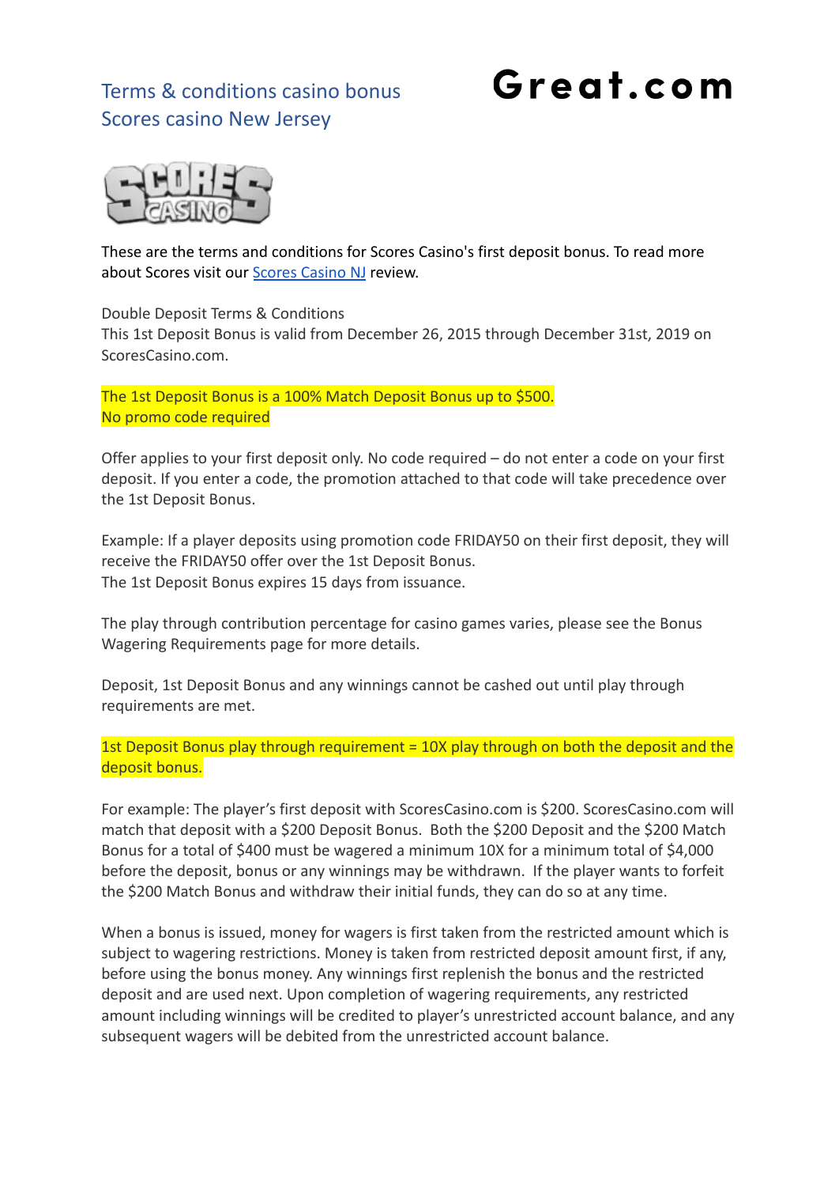# Terms & conditions casino bonus Scores casino New Jersey

Great.com

These are the terms and conditions for Scores Casino's first deposit bonus. To read more about Scores visit our Scores Casino NJ review.

Double Deposit Terms & Conditions
This 1st Deposit Bonus is valid from December 26, 2015 through December 31st, 2019 on ScoresCasino.com.

The 1st Deposit Bonus is a 100% Match Deposit Bonus up to $500.
No promo code required

Offer applies to your first deposit only. No code required – do not enter a code on your first deposit. If you enter a code, the promotion attached to that code will take precedence over the 1st Deposit Bonus.

Example: If a player deposits using promotion code FRIDAY50 on their first deposit, they will receive the FRIDAY50 offer over the 1st Deposit Bonus.
The 1st Deposit Bonus expires 15 days from issuance.

The play through contribution percentage for casino games varies, please see the Bonus Wagering Requirements page for more details.

Deposit, 1st Deposit Bonus and any winnings cannot be cashed out until play through requirements are met.

1st Deposit Bonus play through requirement = 10X play through on both the deposit and the deposit bonus.

For example: The player's first deposit with ScoresCasino.com is $200. ScoresCasino.com will match that deposit with a $200 Deposit Bonus. Both the $200 Deposit and the $200 Match Bonus for a total of $400 must be wagered a minimum 10X for a minimum total of $4,000 before the deposit, bonus or any winnings may be withdrawn. If the player wants to forfeit the $200 Match Bonus and withdraw their initial funds, they can do so at any time.

When a bonus is issued, money for wagers is first taken from the restricted amount which is subject to wagering restrictions. Money is taken from restricted deposit amount first, if any, before using the bonus money. Any winnings first replenish the bonus and the restricted deposit and are used next. Upon completion of wagering requirements, any restricted amount including winnings will be credited to player's unrestricted account balance, and any subsequent wagers will be debited from the unrestricted account balance.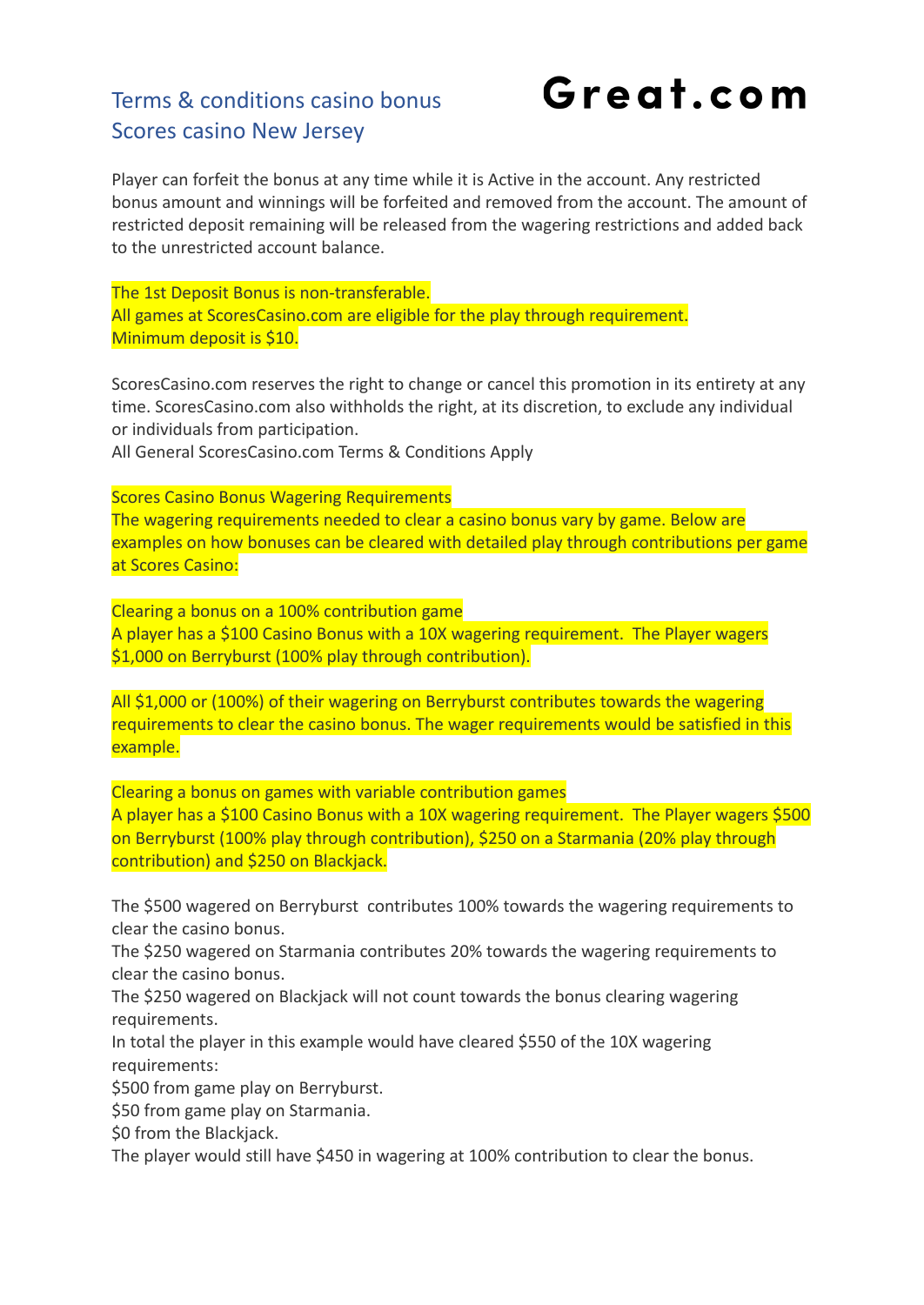## Terms & conditions casino bonus Scores casino New Jersey

**Great.com**

Player can forfeit the bonus at any time while it is Active in the account. Any restricted bonus amount and winnings will be forfeited and removed from the account. The amount of restricted deposit remaining will be released from the wagering restrictions and added back to the unrestricted account balance.

The 1st Deposit Bonus is non-transferable.
All games at ScoresCasino.com are eligible for the play through requirement.
Minimum deposit is $10.

ScoresCasino.com reserves the right to change or cancel this promotion in its entirety at any time. ScoresCasino.com also withholds the right, at its discretion, to exclude any individual or individuals from participation.
All General ScoresCasino.com Terms & Conditions Apply

Scores Casino Bonus Wagering Requirements
The wagering requirements needed to clear a casino bonus vary by game. Below are examples on how bonuses can be cleared with detailed play through contributions per game at Scores Casino:

Clearing a bonus on a 100% contribution game
A player has a $100 Casino Bonus with a 10X wagering requirement. The Player wagers $1,000 on Berryburst (100% play through contribution).

All $1,000 or (100%) of their wagering on Berryburst contributes towards the wagering requirements to clear the casino bonus. The wager requirements would be satisfied in this example.

Clearing a bonus on games with variable contribution games
A player has a $100 Casino Bonus with a 10X wagering requirement. The Player wagers $500 on Berryburst (100% play through contribution), $250 on a Starmania (20% play through contribution) and $250 on Blackjack.

The $500 wagered on Berryburst contributes 100% towards the wagering requirements to clear the casino bonus.
The $250 wagered on Starmania contributes 20% towards the wagering requirements to clear the casino bonus.
The $250 wagered on Blackjack will not count towards the bonus clearing wagering requirements.
In total the player in this example would have cleared $550 of the 10X wagering requirements:
$500 from game play on Berryburst.
$50 from game play on Starmania.
$0 from the Blackjack.
The player would still have $450 in wagering at 100% contribution to clear the bonus.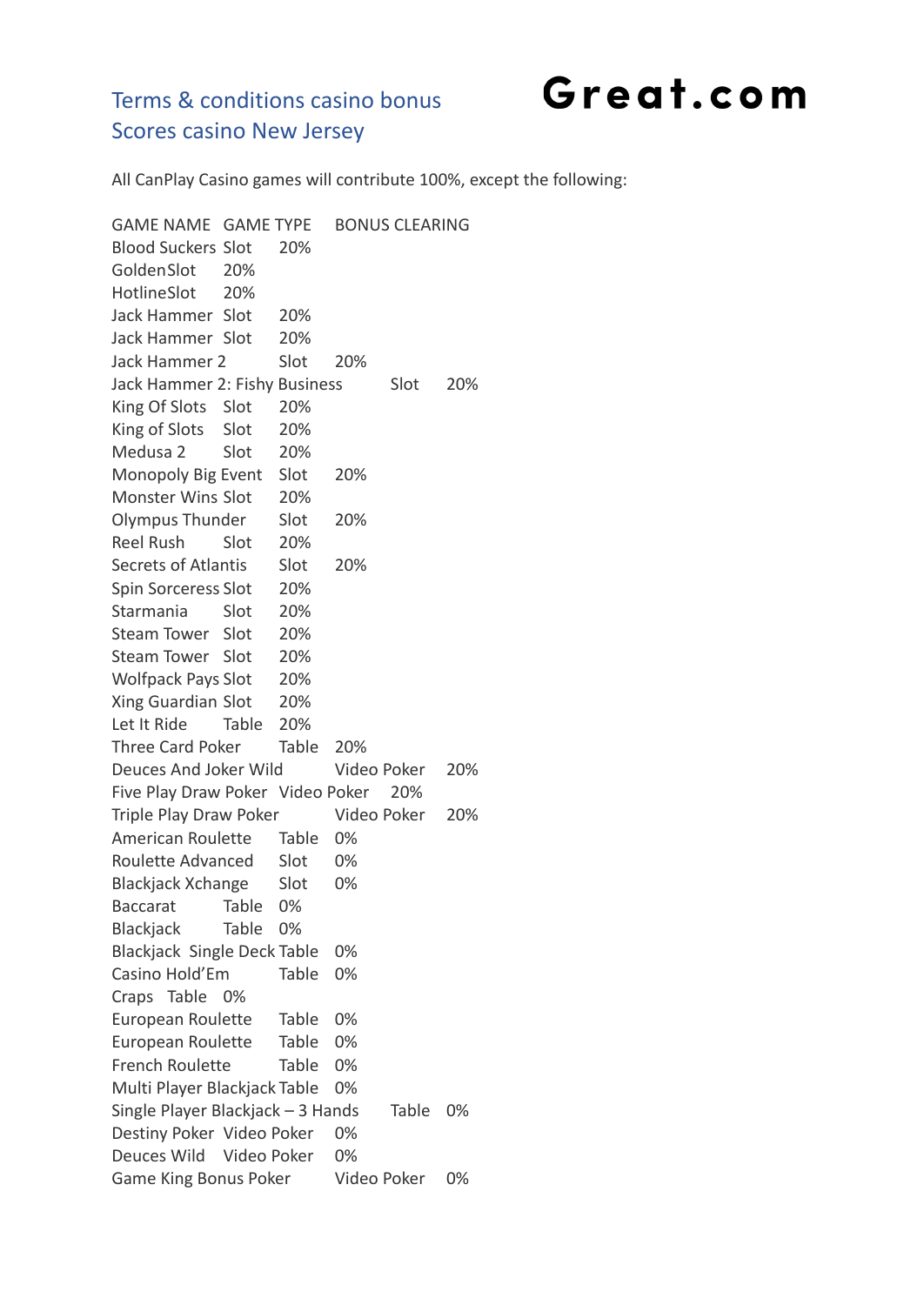# Terms & conditions casino bonus Scores casino New Jersey

**Great.com**

All CanPlay Casino games will contribute 100%, except the following:

| GAME NAME | GAME TYPE | BONUS CLEARING |
|---|---|---|
| Blood Suckers | Slot | 20% |
| Golden | Slot | 20% |
| Hotline | Slot | 20% |
| Jack Hammer | Slot | 20% |
| Jack Hammer | Slot | 20% |
| Jack Hammer 2 | Slot | 20% |
| Jack Hammer 2: Fishy Business | Slot | 20% |
| King Of Slots | Slot | 20% |
| King of Slots | Slot | 20% |
| Medusa 2 | Slot | 20% |
| Monopoly Big Event | Slot | 20% |
| Monster Wins | Slot | 20% |
| Olympus Thunder | Slot | 20% |
| Reel Rush | Slot | 20% |
| Secrets of Atlantis | Slot | 20% |
| Spin Sorceress | Slot | 20% |
| Starmania | Slot | 20% |
| Steam Tower | Slot | 20% |
| Steam Tower | Slot | 20% |
| Wolfpack Pays | Slot | 20% |
| Xing Guardian | Slot | 20% |
| Let It Ride | Table | 20% |
| Three Card Poker | Table | 20% |
| Deuces And Joker Wild | Video Poker | 20% |
| Five Play Draw Poker | Video Poker | 20% |
| Triple Play Draw Poker | Video Poker | 20% |
| American Roulette | Table | 0% |
| Roulette Advanced | Slot | 0% |
| Blackjack Xchange | Slot | 0% |
| Baccarat | Table | 0% |
| Blackjack | Table | 0% |
| Blackjack Single Deck | Table | 0% |
| Casino Hold'Em | Table | 0% |
| Craps | Table | 0% |
| European Roulette | Table | 0% |
| European Roulette | Table | 0% |
| French Roulette | Table | 0% |
| Multi Player Blackjack | Table | 0% |
| Single Player Blackjack – 3 Hands | Table | 0% |
| Destiny Poker | Video Poker | 0% |
| Deuces Wild | Video Poker | 0% |
| Game King Bonus Poker | Video Poker | 0% |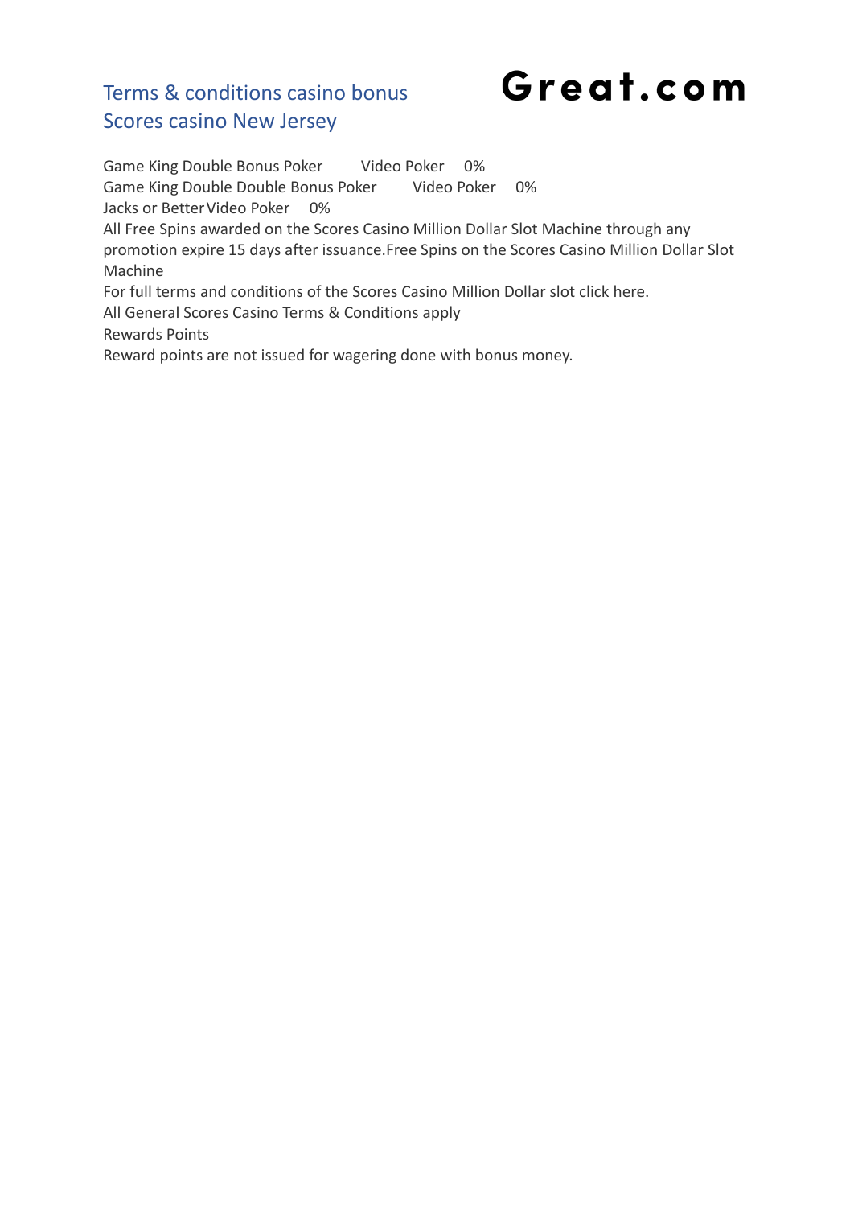| | | |
|---|---|---|
| Game King Double Bonus Poker | Video Poker | 0% |
| Game King Double Double Bonus Poker | Video Poker | 0% |
| Jacks or Better | Video Poker | 0% |

All Free Spins awarded on the Scores Casino Million Dollar Slot Machine through any promotion expire 15 days after issuance.Free Spins on the Scores Casino Million Dollar Slot Machine

For full terms and conditions of the Scores Casino Million Dollar slot click here.

All General Scores Casino Terms & Conditions apply

Rewards Points

Reward points are not issued for wagering done with bonus money.